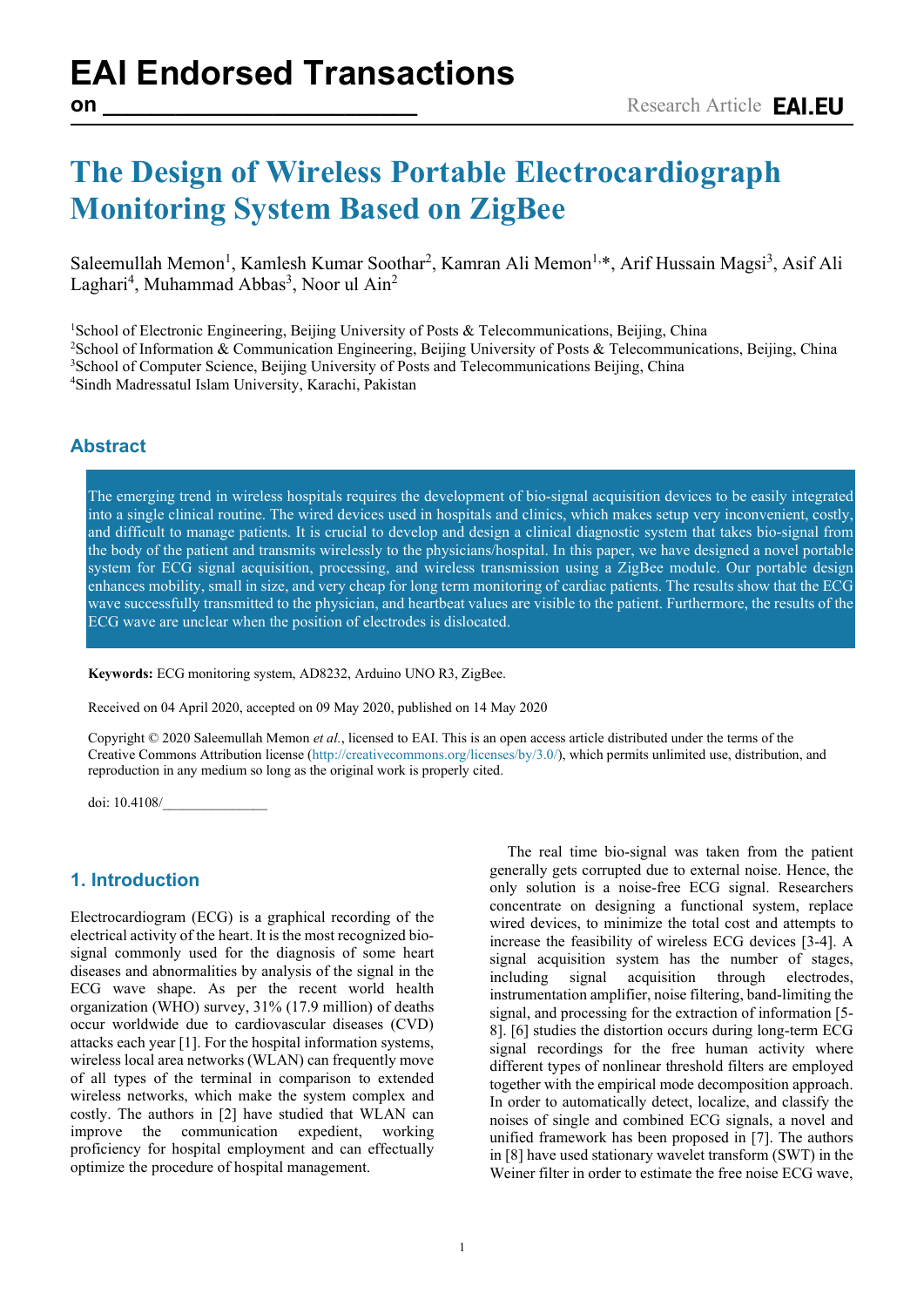# EAI Endorsed Transactions on

Research Article

# The Design of Wireless Portable Electrocardiograph Monitoring System Based on ZigBee

Saleemullah Memon[1], Kamlesh Kumar Soothar[2], Kamran Ali Memon[1,*], Arif Hussain Magsi[3], Asif Ali Laghari[4], Muhammad Abbas[3], Noor ul Ain[2]

[1]School of Electronic Engineering, Beijing University of Posts & Telecommunications, Beijing, China
[2]School of Information & Communication Engineering, Beijing University of Posts & Telecommunications, Beijing, China
[3]School of Computer Science, Beijing University of Posts and Telecommunications Beijing, China
[4]Sindh Madressatul Islam University, Karachi, Pakistan

## Abstract

The emerging trend in wireless hospitals requires the development of bio-signal acquisition devices to be easily integrated into a single clinical routine. The wired devices used in hospitals and clinics, which makes setup very inconvenient, costly, and difficult to manage patients. It is crucial to develop and design a clinical diagnostic system that takes bio-signal from the body of the patient and transmits wirelessly to the physicians/hospital. In this paper, we have designed a novel portable system for ECG signal acquisition, processing, and wireless transmission using a ZigBee module. Our portable design enhances mobility, small in size, and very cheap for long term monitoring of cardiac patients. The results show that the ECG wave successfully transmitted to the physician, and heartbeat values are visible to the patient. Furthermore, the results of the ECG wave are unclear when the position of electrodes is dislocated.

**Keywords:** ECG monitoring system, AD8232, Arduino UNO R3, ZigBee.

Received on 04 April 2020, accepted on 09 May 2020, published on 14 May 2020

Copyright © 2020 Saleemullah Memon *et al.*, licensed to EAI. This is an open access article distributed under the terms of the Creative Commons Attribution license (http://creativecommons.org/licenses/by/3.0/), which permits unlimited use, distribution, and reproduction in any medium so long as the original work is properly cited.

doi: 10.4108/_______________

## 1. Introduction

Electrocardiogram (ECG) is a graphical recording of the electrical activity of the heart. It is the most recognized bio-signal commonly used for the diagnosis of some heart diseases and abnormalities by analysis of the signal in the ECG wave shape. As per the recent world health organization (WHO) survey, 31% (17.9 million) of deaths occur worldwide due to cardiovascular diseases (CVD) attacks each year [1]. For the hospital information systems, wireless local area networks (WLAN) can frequently move of all types of the terminal in comparison to extended wireless networks, which make the system complex and costly. The authors in [2] have studied that WLAN can improve the communication expedient, working proficiency for hospital employment and can effectually optimize the procedure of hospital management.

The real time bio-signal was taken from the patient generally gets corrupted due to external noise. Hence, the only solution is a noise-free ECG signal. Researchers concentrate on designing a functional system, replace wired devices, to minimize the total cost and attempts to increase the feasibility of wireless ECG devices [3-4]. A signal acquisition system has the number of stages, including signal acquisition through electrodes, instrumentation amplifier, noise filtering, band-limiting the signal, and processing for the extraction of information [5-8]. [6] studies the distortion occurs during long-term ECG signal recordings for the free human activity where different types of nonlinear threshold filters are employed together with the empirical mode decomposition approach. In order to automatically detect, localize, and classify the noises of single and combined ECG signals, a novel and unified framework has been proposed in [7]. The authors in [8] have used stationary wavelet transform (SWT) in the Weiner filter in order to estimate the free noise ECG wave,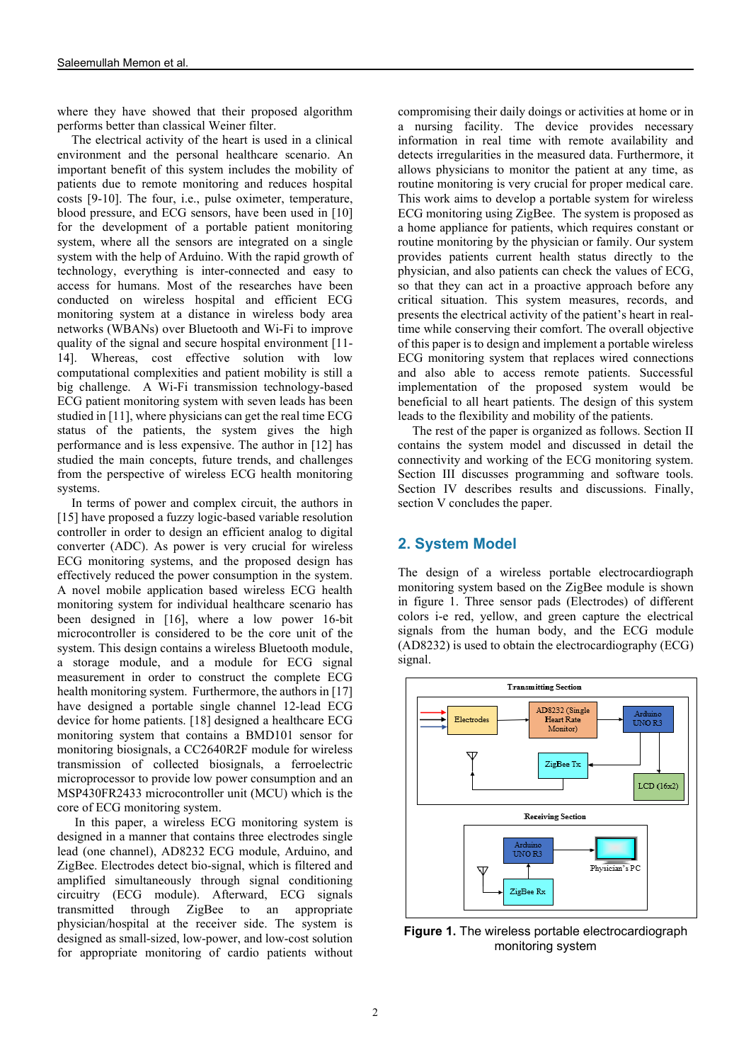where they have showed that their proposed algorithm performs better than classical Weiner filter.

The electrical activity of the heart is used in a clinical environment and the personal healthcare scenario. An important benefit of this system includes the mobility of patients due to remote monitoring and reduces hospital costs [9-10]. The four, i.e., pulse oximeter, temperature, blood pressure, and ECG sensors, have been used in [10] for the development of a portable patient monitoring system, where all the sensors are integrated on a single system with the help of Arduino. With the rapid growth of technology, everything is inter-connected and easy to access for humans. Most of the researches have been conducted on wireless hospital and efficient ECG monitoring system at a distance in wireless body area networks (WBANs) over Bluetooth and Wi-Fi to improve quality of the signal and secure hospital environment [11-14]. Whereas, cost effective solution with low computational complexities and patient mobility is still a big challenge. A Wi-Fi transmission technology-based ECG patient monitoring system with seven leads has been studied in [11], where physicians can get the real time ECG status of the patients, the system gives the high performance and is less expensive. The author in [12] has studied the main concepts, future trends, and challenges from the perspective of wireless ECG health monitoring systems.

In terms of power and complex circuit, the authors in [15] have proposed a fuzzy logic-based variable resolution controller in order to design an efficient analog to digital converter (ADC). As power is very crucial for wireless ECG monitoring systems, and the proposed design has effectively reduced the power consumption in the system. A novel mobile application based wireless ECG health monitoring system for individual healthcare scenario has been designed in [16], where a low power 16-bit microcontroller is considered to be the core unit of the system. This design contains a wireless Bluetooth module, a storage module, and a module for ECG signal measurement in order to construct the complete ECG health monitoring system. Furthermore, the authors in [17] have designed a portable single channel 12-lead ECG device for home patients. [18] designed a healthcare ECG monitoring system that contains a BMD101 sensor for monitoring biosignals, a CC2640R2F module for wireless transmission of collected biosignals, a ferroelectric microprocessor to provide low power consumption and an MSP430FR2433 microcontroller unit (MCU) which is the core of ECG monitoring system.

In this paper, a wireless ECG monitoring system is designed in a manner that contains three electrodes single lead (one channel), AD8232 ECG module, Arduino, and ZigBee. Electrodes detect bio-signal, which is filtered and amplified simultaneously through signal conditioning circuitry (ECG module). Afterward, ECG signals transmitted through ZigBee to an appropriate physician/hospital at the receiver side. The system is designed as small-sized, low-power, and low-cost solution for appropriate monitoring of cardio patients without compromising their daily doings or activities at home or in a nursing facility. The device provides necessary information in real time with remote availability and detects irregularities in the measured data. Furthermore, it allows physicians to monitor the patient at any time, as routine monitoring is very crucial for proper medical care. This work aims to develop a portable system for wireless ECG monitoring using ZigBee. The system is proposed as a home appliance for patients, which requires constant or routine monitoring by the physician or family. Our system provides patients current health status directly to the physician, and also patients can check the values of ECG, so that they can act in a proactive approach before any critical situation. This system measures, records, and presents the electrical activity of the patient's heart in real-time while conserving their comfort. The overall objective of this paper is to design and implement a portable wireless ECG monitoring system that replaces wired connections and also able to access remote patients. Successful implementation of the proposed system would be beneficial to all heart patients. The design of this system leads to the flexibility and mobility of the patients.

The rest of the paper is organized as follows. Section II contains the system model and discussed in detail the connectivity and working of the ECG monitoring system. Section III discusses programming and software tools. Section IV describes results and discussions. Finally, section V concludes the paper.

## 2. System Model

The design of a wireless portable electrocardiograph monitoring system based on the ZigBee module is shown in figure 1. Three sensor pads (Electrodes) of different colors i-e red, yellow, and green capture the electrical signals from the human body, and the ECG module (AD8232) is used to obtain the electrocardiography (ECG) signal.

**Figure 1.** The wireless portable electrocardiograph monitoring system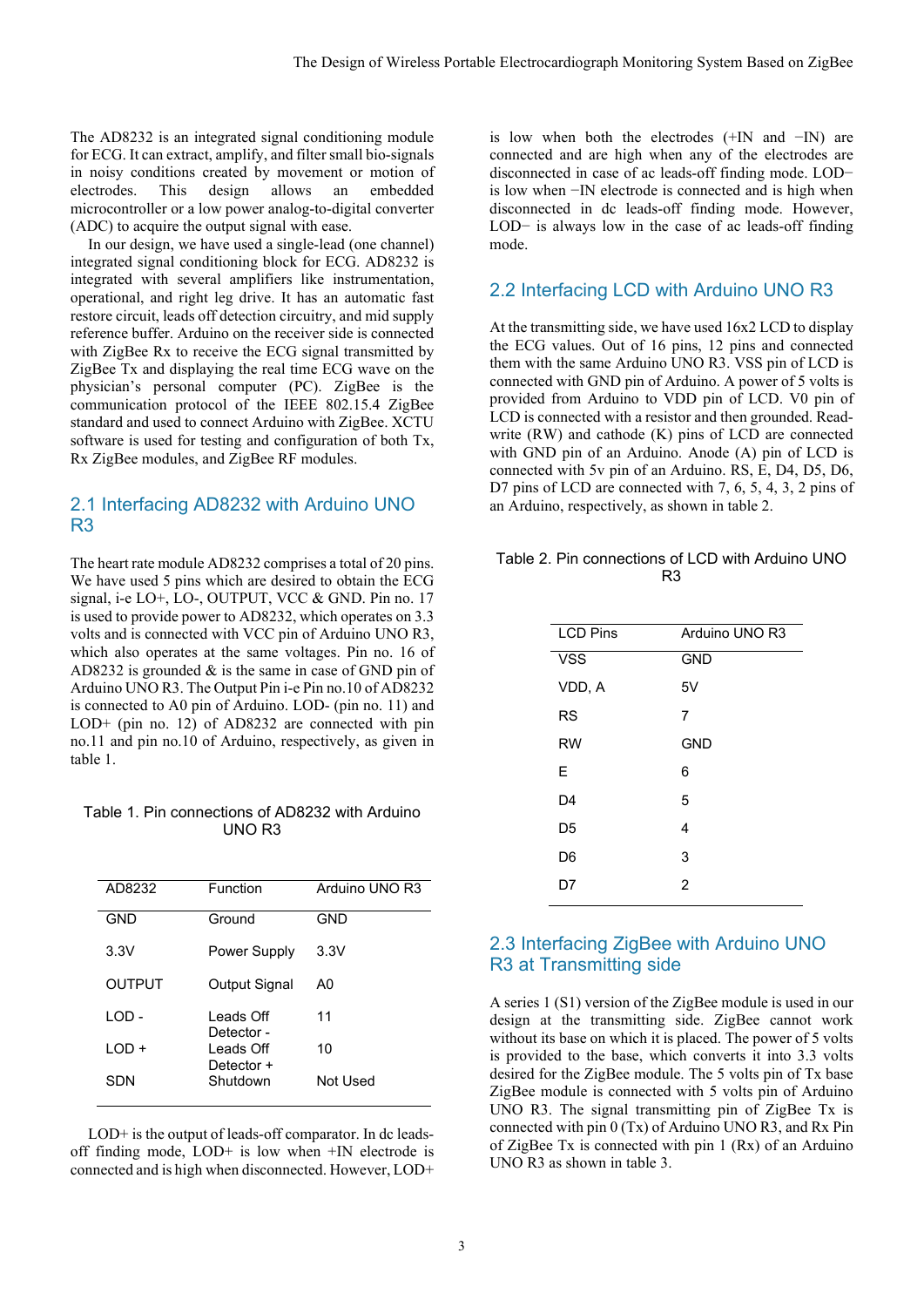The AD8232 is an integrated signal conditioning module for ECG. It can extract, amplify, and filter small bio-signals in noisy conditions created by movement or motion of electrodes. This design allows an embedded microcontroller or a low power analog-to-digital converter (ADC) to acquire the output signal with ease.

In our design, we have used a single-lead (one channel) integrated signal conditioning block for ECG. AD8232 is integrated with several amplifiers like instrumentation, operational, and right leg drive. It has an automatic fast restore circuit, leads off detection circuitry, and mid supply reference buffer. Arduino on the receiver side is connected with ZigBee Rx to receive the ECG signal transmitted by ZigBee Tx and displaying the real time ECG wave on the physician's personal computer (PC). ZigBee is the communication protocol of the IEEE 802.15.4 ZigBee standard and used to connect Arduino with ZigBee. XCTU software is used for testing and configuration of both Tx, Rx ZigBee modules, and ZigBee RF modules.

## 2.1 Interfacing AD8232 with Arduino UNO R3

The heart rate module AD8232 comprises a total of 20 pins. We have used 5 pins which are desired to obtain the ECG signal, i-e LO+, LO-, OUTPUT, VCC & GND. Pin no. 17 is used to provide power to AD8232, which operates on 3.3 volts and is connected with VCC pin of Arduino UNO R3, which also operates at the same voltages. Pin no. 16 of AD8232 is grounded & is the same in case of GND pin of Arduino UNO R3. The Output Pin i-e Pin no.10 of AD8232 is connected to A0 pin of Arduino. LOD- (pin no. 11) and LOD+ (pin no. 12) of AD8232 are connected with pin no.11 and pin no.10 of Arduino, respectively, as given in table 1.

Table 1. Pin connections of AD8232 with Arduino UNO R3

| AD8232 | Function | Arduino UNO R3 |
|---|---|---|
| GND | Ground | GND |
| 3.3V | Power Supply | 3.3V |
| OUTPUT | Output Signal | A0 |
| LOD - | Leads Off Detector - | 11 |
| LOD + | Leads Off Detector + | 10 |
| SDN | Shutdown | Not Used |

LOD+ is the output of leads-off comparator. In dc leads-off finding mode, LOD+ is low when +IN electrode is connected and is high when disconnected. However, LOD+ is low when both the electrodes (+IN and −IN) are connected and are high when any of the electrodes are disconnected in case of ac leads-off finding mode. LOD− is low when −IN electrode is connected and is high when disconnected in dc leads-off finding mode. However, LOD− is always low in the case of ac leads-off finding mode.

## 2.2 Interfacing LCD with Arduino UNO R3

At the transmitting side, we have used 16x2 LCD to display the ECG values. Out of 16 pins, 12 pins and connected them with the same Arduino UNO R3. VSS pin of LCD is connected with GND pin of Arduino. A power of 5 volts is provided from Arduino to VDD pin of LCD. V0 pin of LCD is connected with a resistor and then grounded. Read-write (RW) and cathode (K) pins of LCD are connected with GND pin of an Arduino. Anode (A) pin of LCD is connected with 5v pin of an Arduino. RS, E, D4, D5, D6, D7 pins of LCD are connected with 7, 6, 5, 4, 3, 2 pins of an Arduino, respectively, as shown in table 2.

Table 2. Pin connections of LCD with Arduino UNO R3

| LCD Pins | Arduino UNO R3 |
|---|---|
| VSS | GND |
| VDD, A | 5V |
| RS | 7 |
| RW | GND |
| E | 6 |
| D4 | 5 |
| D5 | 4 |
| D6 | 3 |
| D7 | 2 |

## 2.3 Interfacing ZigBee with Arduino UNO R3 at Transmitting side

A series 1 (S1) version of the ZigBee module is used in our design at the transmitting side. ZigBee cannot work without its base on which it is placed. The power of 5 volts is provided with to the base, which converts it into 3.3 volts desired for the ZigBee module. The 5 volts pin of Tx base ZigBee module is connected with 5 volts pin of Arduino UNO R3. The signal transmitting pin of ZigBee Tx is connected with pin 0 (Tx) of Arduino UNO R3, and Rx Pin of ZigBee Tx is connected with pin 1 (Rx) of an Arduino UNO R3 as shown in table 3.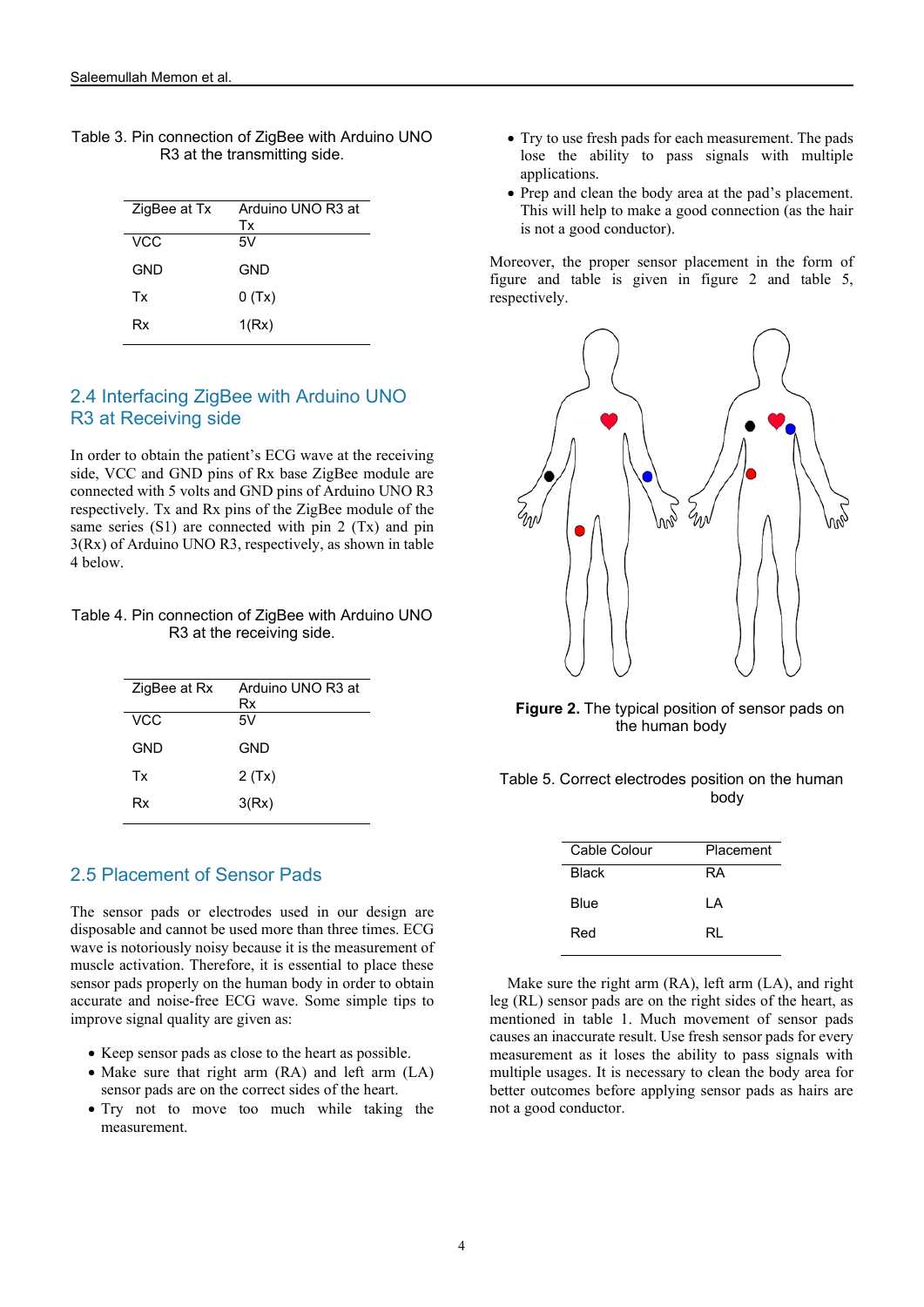Table 3. Pin connection of ZigBee with Arduino UNO R3 at the transmitting side.

| ZigBee at Tx | Arduino UNO R3 at Tx |
|---|---|
| VCC | 5V |
| GND | GND |
| Tx | 0 (Tx) |
| Rx | 1(Rx) |

## 2.4 Interfacing ZigBee with Arduino UNO R3 at Receiving side

In order to obtain the patient's ECG wave at the receiving side, VCC and GND pins of Rx base ZigBee module are connected with 5 volts and GND pins of Arduino UNO R3 respectively. Tx and Rx pins of the ZigBee module of the same series (S1) are connected with pin 2 (Tx) and pin 3(Rx) of Arduino UNO R3, respectively, as shown in table 4 below.

Table 4. Pin connection of ZigBee with Arduino UNO R3 at the receiving side.

| ZigBee at Rx | Arduino UNO R3 at Rx |
|---|---|
| VCC | 5V |
| GND | GND |
| Tx | 2 (Tx) |
| Rx | 3(Rx) |

## 2.5 Placement of Sensor Pads

The sensor pads or electrodes used in our design are disposable and cannot be used more than three times. ECG wave is notoriously noisy because it is the measurement of muscle activation. Therefore, it is essential to place these sensor pads properly on the human body in order to obtain accurate and noise-free ECG wave. Some simple tips to improve signal quality are given as:

- Keep sensor pads as close to the heart as possible.
- Make sure that right arm (RA) and left arm (LA) sensor pads are on the correct sides of the heart.
- Try not to move too much while taking the measurement.
- Try to use fresh pads for each measurement. The pads lose the ability to pass signals with multiple applications.
- Prep and clean the body area at the pad's placement. This will help to make a good connection (as the hair is not a good conductor).

Moreover, the proper sensor placement in the form of figure and table is given in figure 2 and table 5, respectively.

**Figure 2.** The typical position of sensor pads on the human body

Table 5. Correct electrodes position on the human body

| Cable Colour | Placement |
|---|---|
| Black | RA |
| Blue | LA |
| Red | RL |

Make sure the right arm (RA), left arm (LA), and right leg (RL) sensor pads are on the right sides of the heart, as mentioned in table 1. Much movement of sensor pads causes an inaccurate result. Use fresh sensor pads for every measurement as it loses the ability to pass signals with multiple usages. It is necessary to clean the body area for better outcomes before applying sensor pads as hairs are not a good conductor.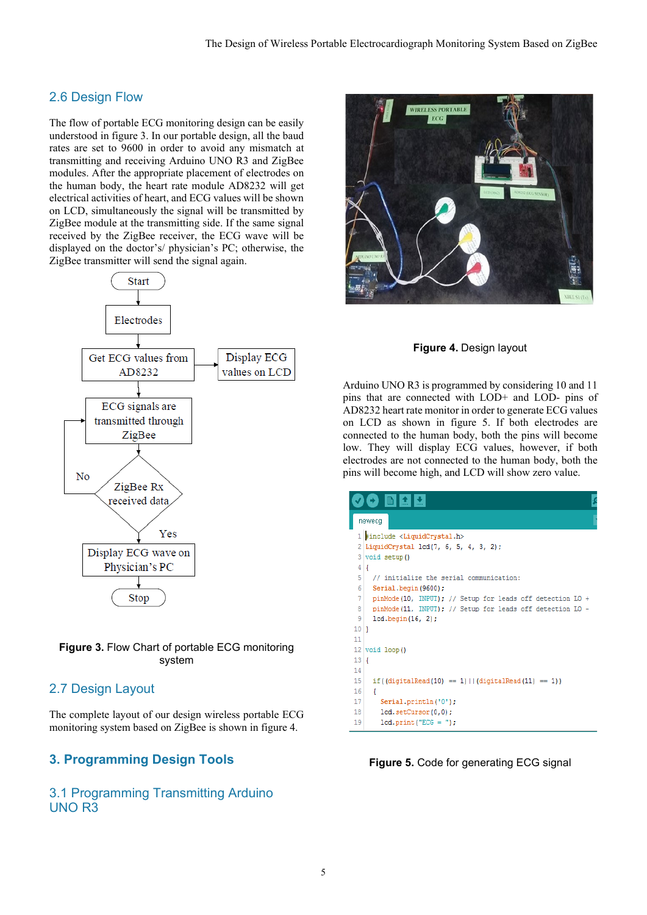## 2.6 Design Flow

The flow of portable ECG monitoring design can be easily understood in figure 3. In our portable design, all the baud rates are set to 9600 in order to avoid any mismatch at transmitting and receiving Arduino UNO R3 and ZigBee modules. After the appropriate placement of electrodes on the human body, the heart rate module AD8232 will get electrical activities of heart, and ECG values will be shown on LCD, simultaneously the signal will be transmitted by ZigBee module at the transmitting side. If the same signal received by the ZigBee receiver, the ECG wave will be displayed on the doctor's/ physician's PC; otherwise, the ZigBee transmitter will send the signal again.

Start → Electrodes → Get ECG values from AD8232 → (Display ECG values on LCD) → ECG signals are transmitted through ZigBee → ZigBee Rx received data → No: back to transmission; Yes → Display ECG wave on Physician's PC → Stop

**Figure 3.** Flow Chart of portable ECG monitoring system

## 2.7 Design Layout

The complete layout of our design wireless portable ECG monitoring system based on ZigBee is shown in figure 4.

**Figure 4.** Design layout

# 3. Programming Design Tools

## 3.1 Programming Transmitting Arduino UNO R3

Arduino UNO R3 is programmed by considering 10 and 11 pins that are connected with LOD+ and LOD- pins of AD8232 heart rate monitor in order to generate ECG values on LCD as shown in figure 5. If both electrodes are connected to the human body, both the pins will become low. They will display ECG values, however, if both electrodes are not connected to the human body, both the pins will become high, and LCD will show zero value.

```
#include <LiquidCrystal.h>
LiquidCrystal lcd(7, 6, 5, 4, 3, 2);
void setup()
{
  // initialize the serial communication:
  Serial.begin(9600);
  pinMode(10, INPUT); // Setup for leads off detection LO +
  pinMode(11, INPUT); // Setup for leads off detection LO -
  lcd.begin(16, 2);
}

void loop()
{

  if((digitalRead(10) == 1)||(digitalRead(11) == 1))
  {
    Serial.println('0');
    lcd.setCursor(0,0);
    lcd.print("ECG = ");
```

**Figure 5.** Code for generating ECG signal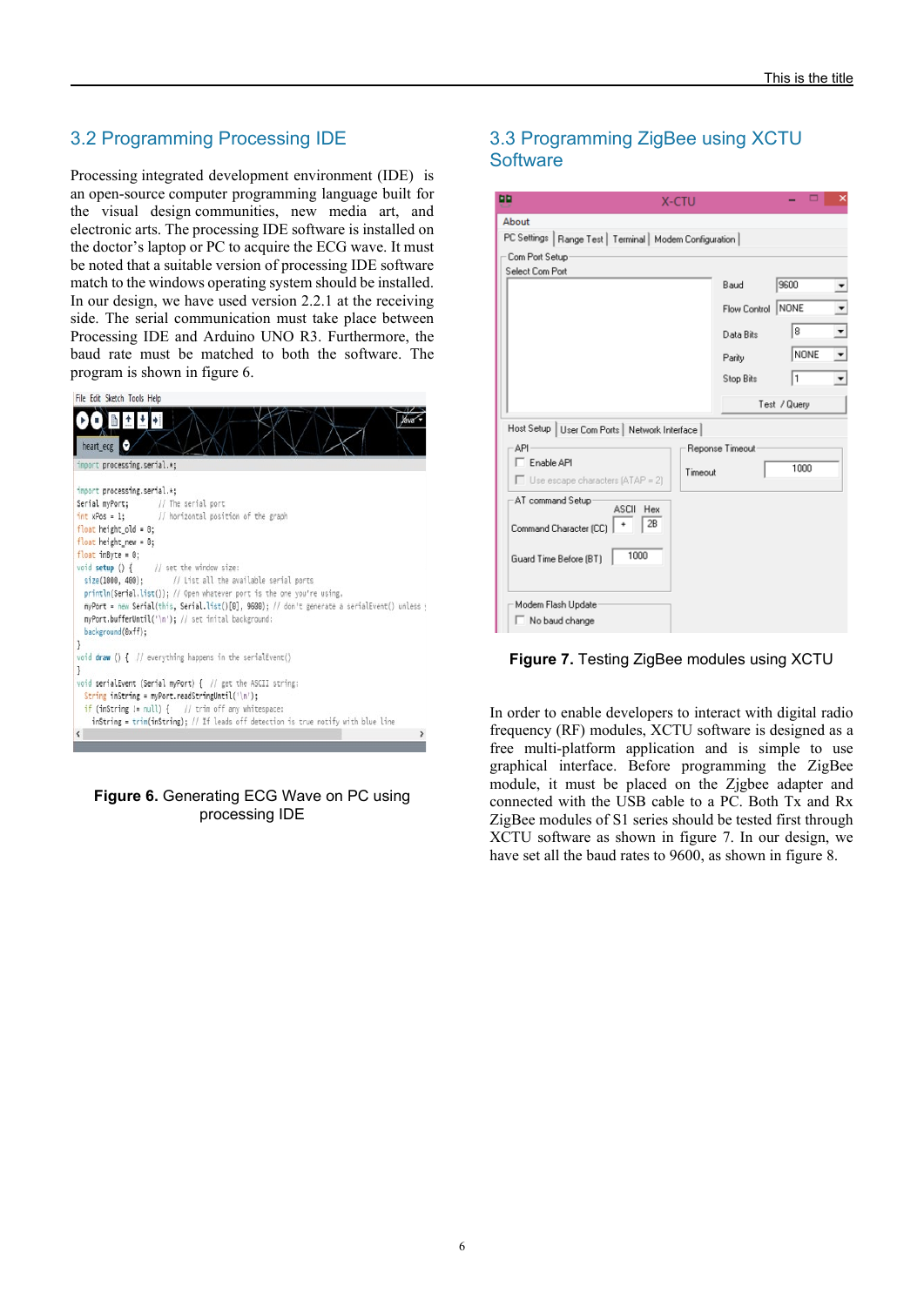## 3.2 Programming Processing IDE

Processing integrated development environment (IDE) is an open-source computer programming language built for the visual design communities, new media art, and electronic arts. The processing IDE software is installed on the doctor's laptop or PC to acquire the ECG wave. It must be noted that a suitable version of processing IDE software match to the windows operating system should be installed. In our design, we have used version 2.2.1 at the receiving side. The serial communication must take place between Processing IDE and Arduino UNO R3. Furthermore, the baud rate must be matched to both the software. The program is shown in figure 6.

```
import processing.serial.*;
Serial myPort;         // The serial port
int xPos = 1;          // horizontal position of the graph
float height_old = 0;
float height_new = 0;
float inByte = 0;
void setup () {       // set the window size:
  size(1000, 400);        // List all the available serial ports
  println(Serial.list()); // Open whatever port is the one you're using.
  myPort = new Serial(this, Serial.list()[0], 9600); // don't generate a serialEvent() unless
  myPort.bufferUntil('\n'); // set inital background:
  background(0xff);
}
void draw () {  // everything happens in the serialEvent()
}
void serialEvent (Serial myPort) {  // get the ASCII string:
  String inString = myPort.readStringUntil('\n');
  if (inString != null) {    // trim off any whitespace:
   inString = trim(inString); // If leads off detection is true notify with blue line
```

**Figure 6.** Generating ECG Wave on PC using processing IDE

## 3.3 Programming ZigBee using XCTU Software

**Figure 7.** Testing ZigBee modules using XCTU

In order to enable developers to interact with digital radio frequency (RF) modules, XCTU software is designed as a free multi-platform application and is simple to use graphical interface. Before programming the ZigBee module, it must be placed on the Zjgbee adapter and connected with the USB cable to a PC. Both Tx and Rx ZigBee modules of S1 series should be tested first through XCTU software as shown in figure 7. In our design, we have set all the baud rates to 9600, as shown in figure 8.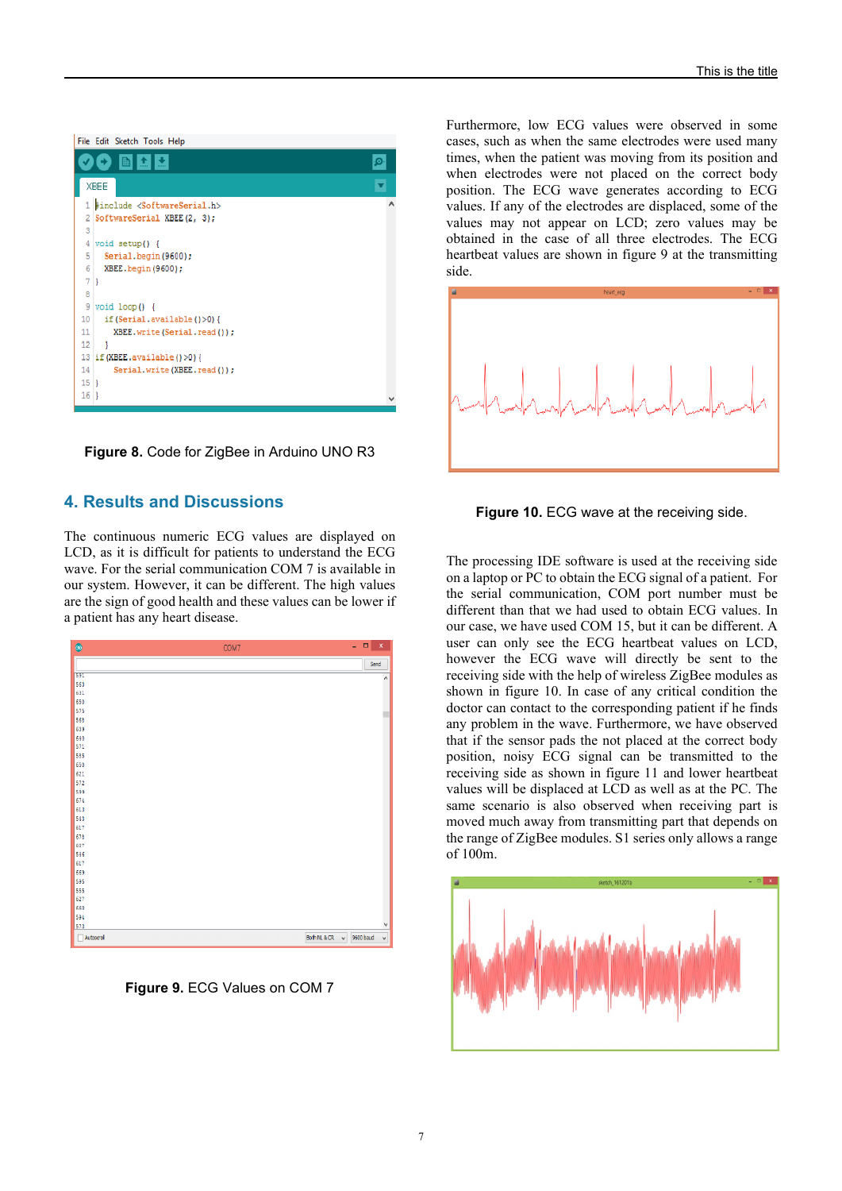```
#include <SoftwareSerial.h>
SoftwareSerial XBEE(2, 3);

void setup() {
  Serial.begin(9600);
  XBEE.begin(9600);
}

void loop() {
  if(Serial.available()>0){
    XBEE.write(Serial.read());
  }
if(XBEE.available()>0){
    Serial.write(XBEE.read());
}
}
```

**Figure 8.** Code for ZigBee in Arduino UNO R3

## 4. Results and Discussions

The continuous numeric ECG values are displayed on LCD, as it is difficult for patients to understand the ECG wave. For the serial communication COM 7 is available in our system. However, it can be different. The high values are the sign of good health and these values can be lower if a patient has any heart disease.

**Figure 9.** ECG Values on COM 7

Furthermore, low ECG values were observed in some cases, such as when the same electrodes were used many times, when the patient was moving from its position and when electrodes were not placed on the correct body position. The ECG wave generates according to ECG values. If any of the electrodes are displaced, some of the values may not appear on LCD; zero values may be obtained in the case of all three electrodes. The ECG heartbeat values are shown in figure 9 at the transmitting side.

**Figure 10.** ECG wave at the receiving side.

The processing IDE software is used at the receiving side on a laptop or PC to obtain the ECG signal of a patient. For the serial communication, COM port number must be different than that we had used to obtain ECG values. In our case, we have used COM 15, but it can be different. A user can only see the ECG heartbeat values on LCD, however the ECG wave will directly be sent to the receiving side with the help of wireless ZigBee modules as shown in figure 10. In case of any critical condition the doctor can contact to the corresponding patient if he finds any problem in the wave. Furthermore, we have observed that if the sensor pads the not placed at the correct body position, noisy ECG signal can be transmitted to the receiving side as shown in figure 11 and lower heartbeat values will be displaced at LCD as well as at the PC. The same scenario is also observed when receiving part is moved much away from transmitting part that depends on the range of ZigBee modules. S1 series only allows a range of 100m.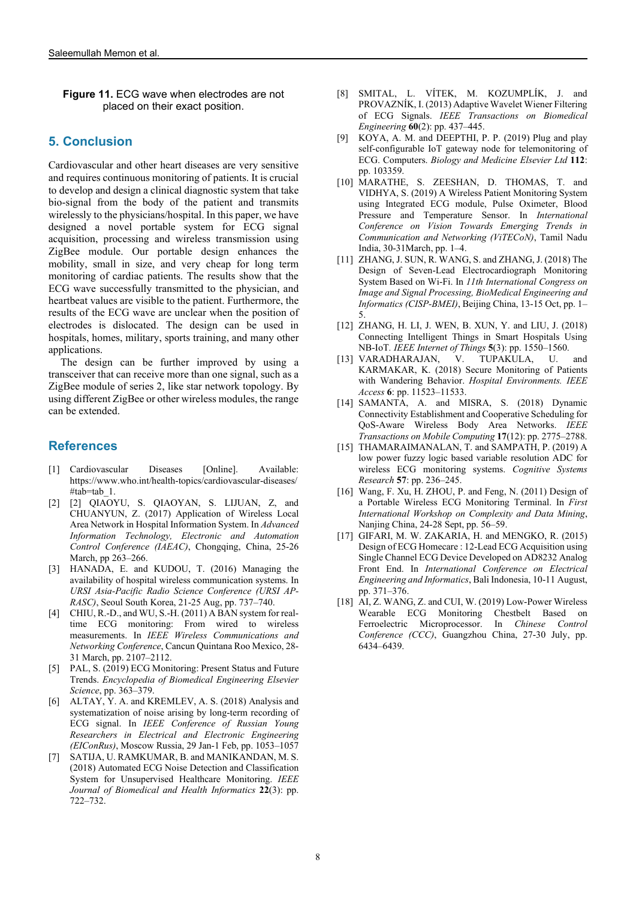**Figure 11.** ECG wave when electrodes are not placed on their exact position.

## 5. Conclusion

Cardiovascular and other heart diseases are very sensitive and requires continuous monitoring of patients. It is crucial to develop and design a clinical diagnostic system that take bio-signal from the body of the patient and transmits wirelessly to the physicians/hospital. In this paper, we have designed a novel portable system for ECG signal acquisition, processing and wireless transmission using ZigBee module. Our portable design enhances the mobility, small in size, and very cheap for long term monitoring of cardiac patients. The results show that the ECG wave successfully transmitted to the physician, and heartbeat values are visible to the patient. Furthermore, the results of the ECG wave are unclear when the position of electrodes is dislocated. The design can be used in hospitals, homes, military, sports training, and many other applications.

The design can be further improved by using a transceiver that can receive more than one signal, such as a ZigBee module of series 2, like star network topology. By using different ZigBee or other wireless modules, the range can be extended.

## References

[1] Cardiovascular Diseases [Online]. Available: https://www.who.int/health-topics/cardiovascular-diseases/#tab=tab_1.

[2] [2] QIAOYU, S. QIAOYAN, S. LIJUAN, Z, and CHUANYUN, Z. (2017) Application of Wireless Local Area Network in Hospital Information System. In *Advanced Information Technology, Electronic and Automation Control Conference (IAEAC)*, Chongqing, China, 25-26 March, pp 263–266.

[3] HANADA, E. and KUDOU, T. (2016) Managing the availability of hospital wireless communication systems. In *URSI Asia-Pacific Radio Science Conference (URSI AP-RASC)*, Seoul South Korea, 21-25 Aug, pp. 737–740.

[4] CHIU, R.-D., and WU, S.-H. (2011) A BAN system for real-time ECG monitoring: From wired to wireless measurements. In *IEEE Wireless Communications and Networking Conference*, Cancun Quintana Roo Mexico, 28-31 March, pp. 2107–2112.

[5] PAL, S. (2019) ECG Monitoring: Present Status and Future Trends. *Encyclopedia of Biomedical Engineering Elsevier Science*, pp. 363–379.

[6] ALTAY, Y. A. and KREMLEV, A. S. (2018) Analysis and systematization of noise arising by long-term recording of ECG signal. In *IEEE Conference of Russian Young Researchers in Electrical and Electronic Engineering (EIConRus)*, Moscow Russia, 29 Jan-1 Feb, pp. 1053–1057

[7] SATIJA, U. RAMKUMAR, B. and MANIKANDAN, M. S. (2018) Automated ECG Noise Detection and Classification System for Unsupervised Healthcare Monitoring. *IEEE Journal of Biomedical and Health Informatics* **22**(3): pp. 722–732.

[8] SMITAL, L. VÍTEK, M. KOZUMPLÍK, J. and PROVAZNÍK, I. (2013) Adaptive Wavelet Wiener Filtering of ECG Signals. *IEEE Transactions on Biomedical Engineering* **60**(2): pp. 437–445.

[9] KOYA, A. M. and DEEPTHI, P. P. (2019) Plug and play self-configurable IoT gateway node for telemonitoring of ECG. Computers. *Biology and Medicine Elsevier Ltd* **112**: pp. 103359.

[10] MARATHE, S. ZEESHAN, D. THOMAS, T. and VIDHYA, S. (2019) A Wireless Patient Monitoring System using Integrated ECG module, Pulse Oximeter, Blood Pressure and Temperature Sensor. In *International Conference on Vision Towards Emerging Trends in Communication and Networking (ViTECoN)*, Tamil Nadu India, 30-31March, pp. 1–4.

[11] ZHANG, J. SUN, R. WANG, S. and ZHANG, J. (2018) The Design of Seven-Lead Electrocardiograph Monitoring System Based on Wi-Fi. In *11th International Congress on Image and Signal Processing, BioMedical Engineering and Informatics (CISP-BMEI)*, Beijing China, 13-15 Oct, pp. 1–5.

[12] ZHANG, H. LI, J. WEN, B. XUN, Y. and LIU, J. (2018) Connecting Intelligent Things in Smart Hospitals Using NB-IoT. *IEEE Internet of Things* **5**(3): pp. 1550–1560.

[13] VARADHARAJAN, V. TUPAKULA, U. and KARMAKAR, K. (2018) Secure Monitoring of Patients with Wandering Behavior. *Hospital Environments. IEEE Access* **6**: pp. 11523–11533.

[14] SAMANTA, A. and MISRA, S. (2018) Dynamic Connectivity Establishment and Cooperative Scheduling for QoS-Aware Wireless Body Area Networks. *IEEE Transactions on Mobile Computing* **17**(12): pp. 2775–2788.

[15] THAMARAIMANALAN, T. and SAMPATH, P. (2019) A low power fuzzy logic based variable resolution ADC for wireless ECG monitoring systems. *Cognitive Systems Research* **57**: pp. 236–245.

[16] Wang, F. Xu, H. ZHOU, P. and Feng, N. (2011) Design of a Portable Wireless ECG Monitoring Terminal. In *First International Workshop on Complexity and Data Mining*, Nanjing China, 24-28 Sept, pp. 56–59.

[17] GIFARI, M. W. ZAKARIA, H. and MENGKO, R. (2015) Design of ECG Homecare : 12-Lead ECG Acquisition using Single Channel ECG Device Developed on AD8232 Analog Front End. In *International Conference on Electrical Engineering and Informatics*, Bali Indonesia, 10-11 August, pp. 371–376.

[18] AI, Z. WANG, Z. and CUI, W. (2019) Low-Power Wireless Wearable ECG Monitoring Chestbelt Based on Ferroelectric Microprocessor. In *Chinese Control Conference (CCC)*, Guangzhou China, 27-30 July, pp. 6434–6439.